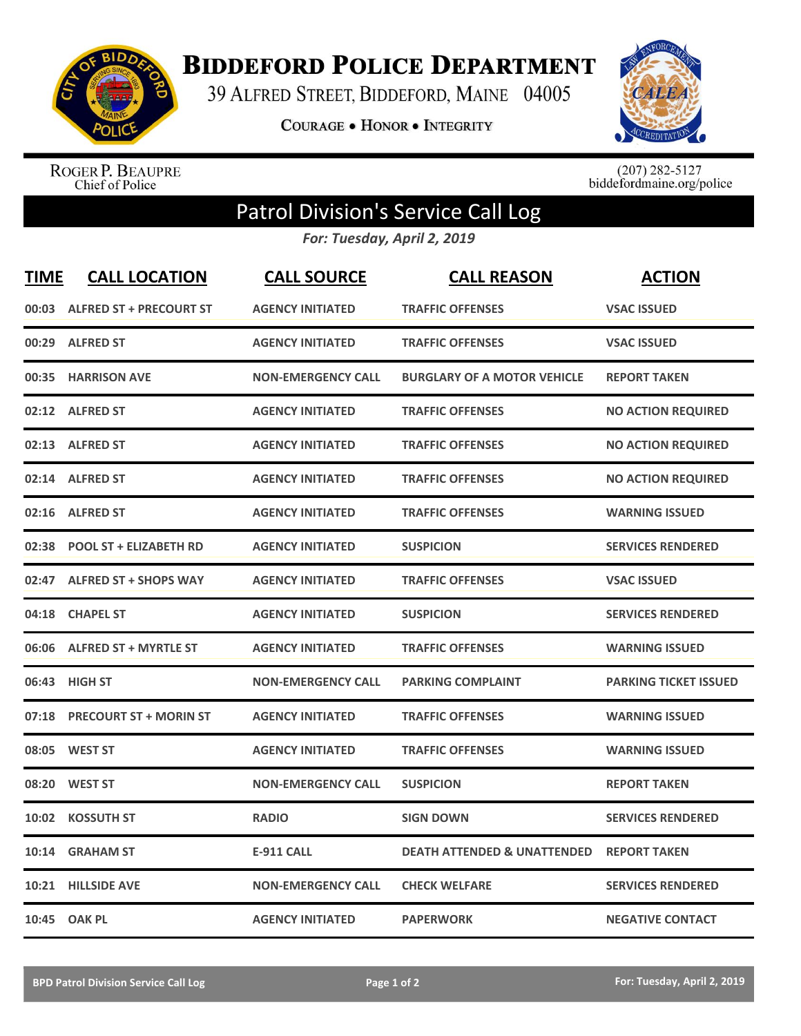# Biddeford Police Department

39 Alfred Street, Biddeford, Maine 04005

**Courage • Honor • Integrity**

Roger P. Beaupre
Chief of Police

(207) 282-5127
biddefordmaine.org/police

## Patrol Division's Service Call Log

*For: Tuesday, April 2, 2019*

| TIME | CALL LOCATION | CALL SOURCE | CALL REASON | ACTION |
|---|---|---|---|---|
| 00:03 | ALFRED ST + PRECOURT ST | AGENCY INITIATED | TRAFFIC OFFENSES | VSAC ISSUED |
| 00:29 | ALFRED ST | AGENCY INITIATED | TRAFFIC OFFENSES | VSAC ISSUED |
| 00:35 | HARRISON AVE | NON-EMERGENCY CALL | BURGLARY OF A MOTOR VEHICLE | REPORT TAKEN |
| 02:12 | ALFRED ST | AGENCY INITIATED | TRAFFIC OFFENSES | NO ACTION REQUIRED |
| 02:13 | ALFRED ST | AGENCY INITIATED | TRAFFIC OFFENSES | NO ACTION REQUIRED |
| 02:14 | ALFRED ST | AGENCY INITIATED | TRAFFIC OFFENSES | NO ACTION REQUIRED |
| 02:16 | ALFRED ST | AGENCY INITIATED | TRAFFIC OFFENSES | WARNING ISSUED |
| 02:38 | POOL ST + ELIZABETH RD | AGENCY INITIATED | SUSPICION | SERVICES RENDERED |
| 02:47 | ALFRED ST + SHOPS WAY | AGENCY INITIATED | TRAFFIC OFFENSES | VSAC ISSUED |
| 04:18 | CHAPEL ST | AGENCY INITIATED | SUSPICION | SERVICES RENDERED |
| 06:06 | ALFRED ST + MYRTLE ST | AGENCY INITIATED | TRAFFIC OFFENSES | WARNING ISSUED |
| 06:43 | HIGH ST | NON-EMERGENCY CALL | PARKING COMPLAINT | PARKING TICKET ISSUED |
| 07:18 | PRECOURT ST + MORIN ST | AGENCY INITIATED | TRAFFIC OFFENSES | WARNING ISSUED |
| 08:05 | WEST ST | AGENCY INITIATED | TRAFFIC OFFENSES | WARNING ISSUED |
| 08:20 | WEST ST | NON-EMERGENCY CALL | SUSPICION | REPORT TAKEN |
| 10:02 | KOSSUTH ST | RADIO | SIGN DOWN | SERVICES RENDERED |
| 10:14 | GRAHAM ST | E-911 CALL | DEATH ATTENDED & UNATTENDED | REPORT TAKEN |
| 10:21 | HILLSIDE AVE | NON-EMERGENCY CALL | CHECK WELFARE | SERVICES RENDERED |
| 10:45 | OAK PL | AGENCY INITIATED | PAPERWORK | NEGATIVE CONTACT |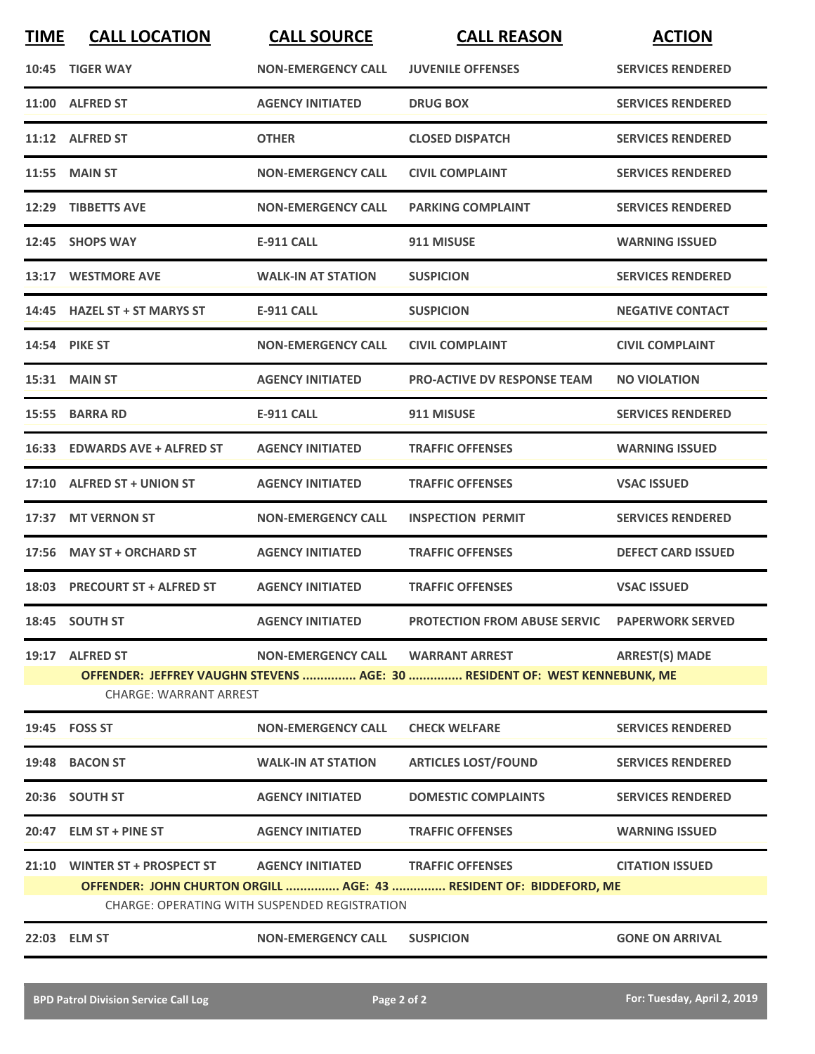| TIME | CALL LOCATION | CALL SOURCE | CALL REASON | ACTION |
|---|---|---|---|---|
| 10:45 | TIGER WAY | NON-EMERGENCY CALL | JUVENILE OFFENSES | SERVICES RENDERED |
| 11:00 | ALFRED ST | AGENCY INITIATED | DRUG BOX | SERVICES RENDERED |
| 11:12 | ALFRED ST | OTHER | CLOSED DISPATCH | SERVICES RENDERED |
| 11:55 | MAIN ST | NON-EMERGENCY CALL | CIVIL COMPLAINT | SERVICES RENDERED |
| 12:29 | TIBBETTS AVE | NON-EMERGENCY CALL | PARKING COMPLAINT | SERVICES RENDERED |
| 12:45 | SHOPS WAY | E-911 CALL | 911 MISUSE | WARNING ISSUED |
| 13:17 | WESTMORE AVE | WALK-IN AT STATION | SUSPICION | SERVICES RENDERED |
| 14:45 | HAZEL ST + ST MARYS ST | E-911 CALL | SUSPICION | NEGATIVE CONTACT |
| 14:54 | PIKE ST | NON-EMERGENCY CALL | CIVIL COMPLAINT | CIVIL COMPLAINT |
| 15:31 | MAIN ST | AGENCY INITIATED | PRO-ACTIVE DV RESPONSE TEAM | NO VIOLATION |
| 15:55 | BARRA RD | E-911 CALL | 911 MISUSE | SERVICES RENDERED |
| 16:33 | EDWARDS AVE + ALFRED ST | AGENCY INITIATED | TRAFFIC OFFENSES | WARNING ISSUED |
| 17:10 | ALFRED ST + UNION ST | AGENCY INITIATED | TRAFFIC OFFENSES | VSAC ISSUED |
| 17:37 | MT VERNON ST | NON-EMERGENCY CALL | INSPECTION PERMIT | SERVICES RENDERED |
| 17:56 | MAY ST + ORCHARD ST | AGENCY INITIATED | TRAFFIC OFFENSES | DEFECT CARD ISSUED |
| 18:03 | PRECOURT ST + ALFRED ST | AGENCY INITIATED | TRAFFIC OFFENSES | VSAC ISSUED |
| 18:45 | SOUTH ST | AGENCY INITIATED | PROTECTION FROM ABUSE SERVIC | PAPERWORK SERVED |
| 19:17 | ALFRED ST | NON-EMERGENCY CALL | WARRANT ARREST | ARREST(S) MADE |
| | OFFENDER: JEFFREY VAUGHN STEVENS ............... AGE: 30 ............... RESIDENT OF: WEST KENNEBUNK, ME | | | |
| | CHARGE: WARRANT ARREST | | | |
| 19:45 | FOSS ST | NON-EMERGENCY CALL | CHECK WELFARE | SERVICES RENDERED |
| 19:48 | BACON ST | WALK-IN AT STATION | ARTICLES LOST/FOUND | SERVICES RENDERED |
| 20:36 | SOUTH ST | AGENCY INITIATED | DOMESTIC COMPLAINTS | SERVICES RENDERED |
| 20:47 | ELM ST + PINE ST | AGENCY INITIATED | TRAFFIC OFFENSES | WARNING ISSUED |
| 21:10 | WINTER ST + PROSPECT ST | AGENCY INITIATED | TRAFFIC OFFENSES | CITATION ISSUED |
| | OFFENDER: JOHN CHURTON ORGILL ............... AGE: 43 ............... RESIDENT OF: BIDDEFORD, ME | | | |
| | CHARGE: OPERATING WITH SUSPENDED REGISTRATION | | | |
| 22:03 | ELM ST | NON-EMERGENCY CALL | SUSPICION | GONE ON ARRIVAL |

BPD Patrol Division Service Call Log — For: Tuesday, April 2, 2019